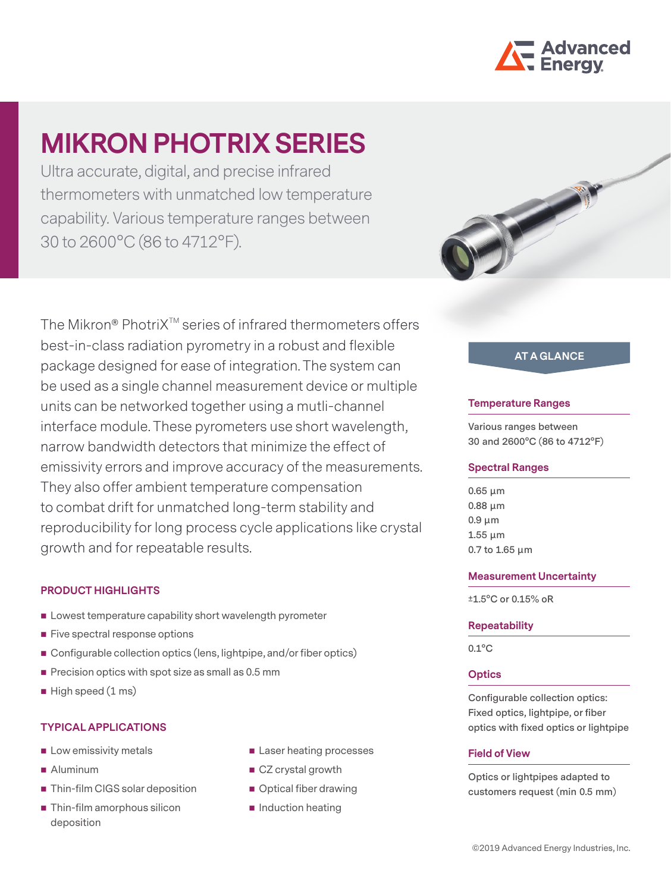# MIKRON PHOTRIX SERIES

Ultra accurate, digital, and precise infrared thermometers with unmatched low temperature capability. Various temperature ranges between 30 to 2600°C (86 to 4712°F).

The Mikron® PhotriX™ series of infrared thermometers offers best-in-class radiation pyrometry in a robust and flexible package designed for ease of integration. The system can be used as a single channel measurement device or multiple units can be networked together using a mutli-channel interface module. These pyrometers use short wavelength, narrow bandwidth detectors that minimize the effect of emissivity errors and improve accuracy of the measurements. They also offer ambient temperature compensation to combat drift for unmatched long-term stability and reproducibility for long process cycle applications like crystal growth and for repeatable results.

## PRODUCT HIGHLIGHTS

- Lowest temperature capability short wavelength pyrometer
- Five spectral response options
- Configurable collection optics (lens, lightpipe, and/or fiber optics)
- Precision optics with spot size as small as 0.5 mm
- High speed (1 ms)

## TYPICAL APPLICATIONS

- Low emissivity metals
- Aluminum
- Thin-film CIGS solar deposition
- Thin-film amorphous silicon deposition
- Laser heating processes
- CZ crystal growth
- Optical fiber drawing
- Induction heating

## AT A GLANCE

### Temperature Ranges

Various ranges between 30 and 2600°C (86 to 4712°F)

### Spectral Ranges

0.65 µm
0.88 µm
0.9 µm
1.55 µm
0.7 to 1.65 µm

### Measurement Uncertainty

±1.5°C or 0.15% oR

### Repeatability

0.1°C

### Optics

Configurable collection optics: Fixed optics, lightpipe, or fiber optics with fixed optics or lightpipe

### Field of View

Optics or lightpipes adapted to customers request (min 0.5 mm)

©2019 Advanced Energy Industries, Inc.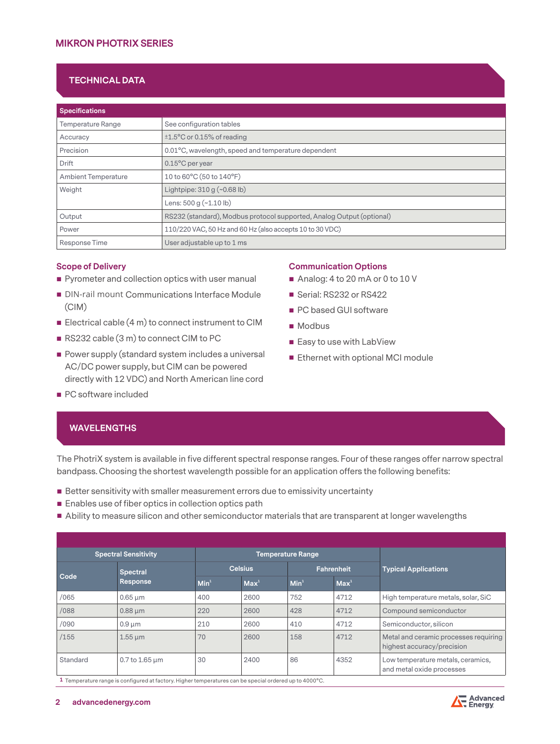## MIKRON PHOTRIX SERIES

## TECHNICAL DATA

| Specifications | |
|---|---|
| Temperature Range | See configuration tables |
| Accuracy | ±1.5°C or 0.15% of reading |
| Precision | 0.01°C, wavelength, speed and temperature dependent |
| Drift | 0.15°C per year |
| Ambient Temperature | 10 to 60°C (50 to 140°F) |
| Weight | Lightpipe: 310 g (~0.68 lb) |
| | Lens: 500 g (~1.10 lb) |
| Output | RS232 (standard), Modbus protocol supported, Analog Output (optional) |
| Power | 110/220 VAC, 50 Hz and 60 Hz (also accepts 10 to 30 VDC) |
| Response Time | User adjustable up to 1 ms |

### Scope of Delivery

- Pyrometer and collection optics with user manual
- DIN-rail mount Communications Interface Module (CIM)
- Electrical cable (4 m) to connect instrument to CIM
- RS232 cable (3 m) to connect CIM to PC
- Power supply (standard system includes a universal AC/DC power supply, but CIM can be powered directly with 12 VDC) and North American line cord
- PC software included

### Communication Options

- Analog: 4 to 20 mA or 0 to 10 V
- Serial: RS232 or RS422
- PC based GUI software
- Modbus
- Easy to use with LabView
- Ethernet with optional MCI module

## WAVELENGTHS

The PhotriX system is available in five different spectral response ranges. Four of these ranges offer narrow spectral bandpass. Choosing the shortest wavelength possible for an application offers the following benefits:

- Better sensitivity with smaller measurement errors due to emissivity uncertainty
- Enables use of fiber optics in collection optics path
- Ability to measure silicon and other semiconductor materials that are transparent at longer wavelengths

| Spectral Sensitivity | | Temperature Range | | | | Typical Applications |
|---|---|---|---|---|---|---|
| | | Celsius | | Fahrenheit | | |
| Code | Spectral Response | Min[1] | Max[1] | Min[1] | Max[1] | |
| /065 | 0.65 µm | 400 | 2600 | 752 | 4712 | High temperature metals, solar, SiC |
| /088 | 0.88 µm | 220 | 2600 | 428 | 4712 | Compound semiconductor |
| /090 | 0.9 µm | 210 | 2600 | 410 | 4712 | Semiconductor, silicon |
| /155 | 1.55 µm | 70 | 2600 | 158 | 4712 | Metal and ceramic processes requiring highest accuracy/precision |
| Standard | 0.7 to 1.65 µm | 30 | 2400 | 86 | 4352 | Low temperature metals, ceramics, and metal oxide processes |

1 Temperature range is configured at factory. Higher temperatures can be special ordered up to 4000°C.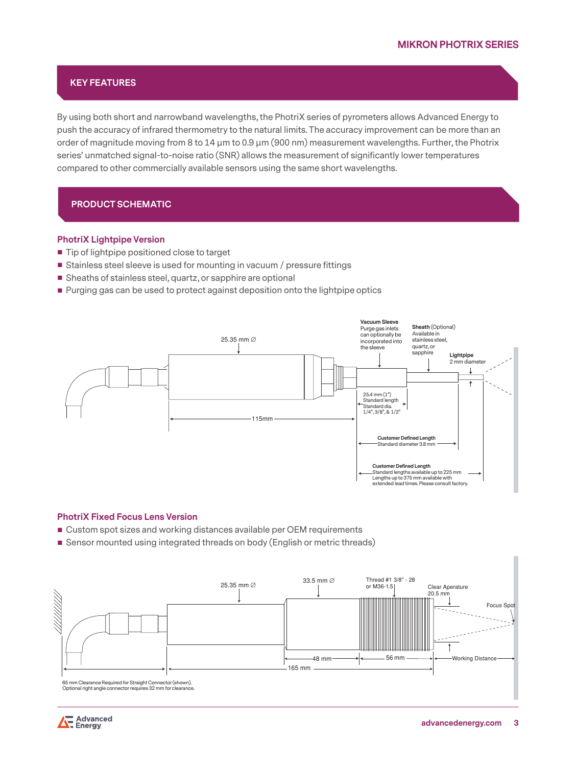## KEY FEATURES

By using both short and narrowband wavelengths, the PhotriX series of pyrometers allows Advanced Energy to push the accuracy of infrared thermometry to the natural limits. The accuracy improvement can be more than an order of magnitude moving from 8 to 14 µm to 0.9 µm (900 nm) measurement wavelengths. Further, the Photrix series' unmatched signal-to-noise ratio (SNR) allows the measurement of significantly lower temperatures compared to other commercially available sensors using the same short wavelengths.

## PRODUCT SCHEMATIC

### PhotriX Lightpipe Version

- Tip of lightpipe positioned close to target
- Stainless steel sleeve is used for mounting in vacuum / pressure fittings
- Sheaths of stainless steel, quartz, or sapphire are optional
- Purging gas can be used to protect against deposition onto the lightpipe optics

25.35 mm ∅

**Vacuum Sleeve** Purge gas inlets can optionally be incorporated into the sleeve

**Sheath** (Optional) Available in stainless steel, quartz, or sapphire

**Lightpipe** 2 mm diameter

115mm

25.4 mm (1") Standard length Standard dia. 1/4", 3/8", & 1/2"

**Customer Defined Length** Standard diameter 3.8 mm

**Customer Defined Length** Standard lengths available up to 225 mm Lengths up to 375 mm available with extended lead times. Please consult factory.

### PhotriX Fixed Focus Lens Version

- Custom spot sizes and working distances available per OEM requirements
- Sensor mounted using integrated threads on body (English or metric threads)

25.35 mm ∅

33.5 mm ∅

Thread #1 3/8" - 28 or M36-1.5

Clear Aperature 20.5 mm

Focus Spot

48 mm

56 mm

Working Distance

165 mm

65 mm Clearance Required for Straight Connector (shown).
Optional right angle connector requires 32 mm for clearance.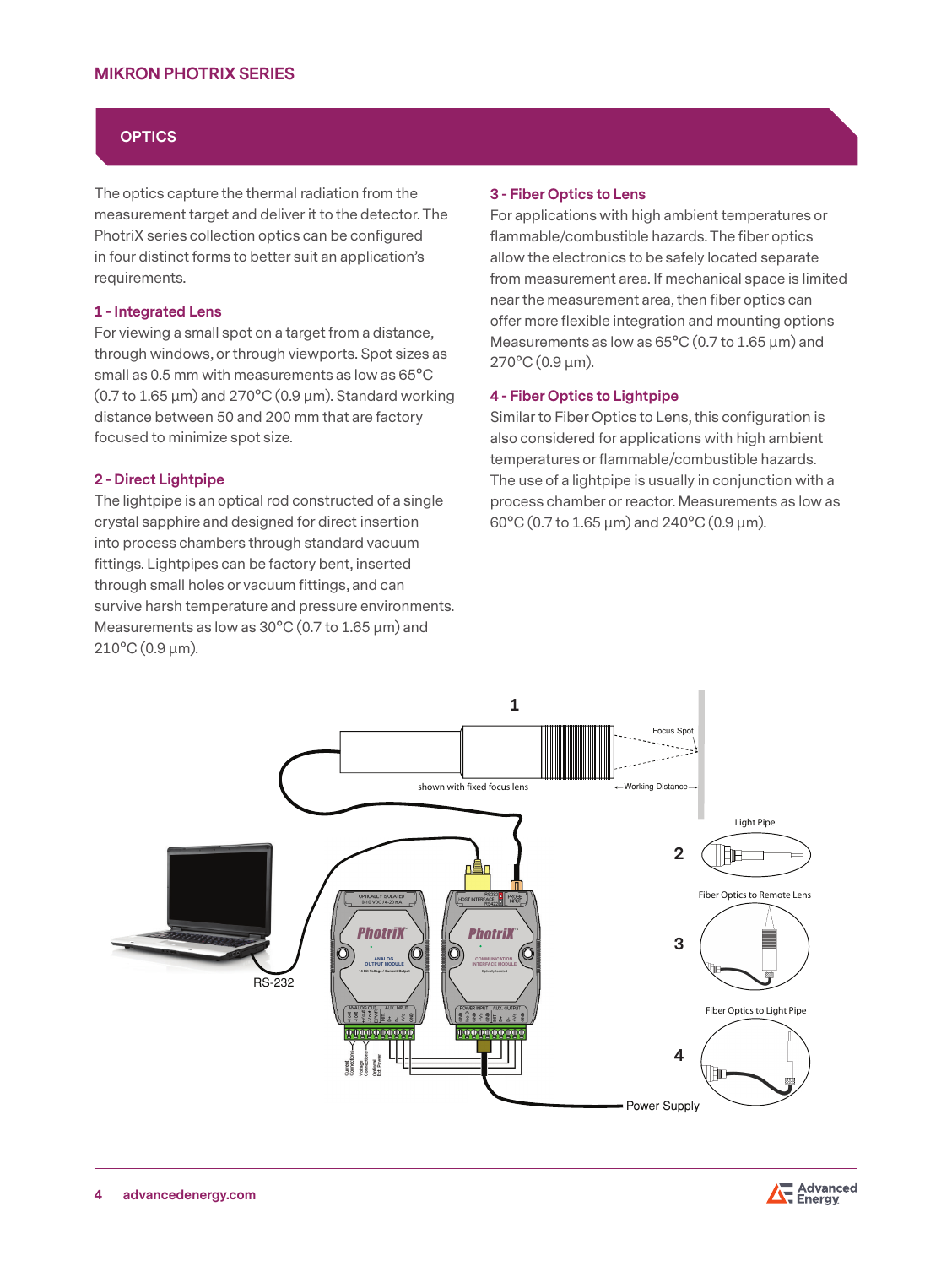## OPTICS

The optics capture the thermal radiation from the measurement target and deliver it to the detector. The PhotriX series collection optics can be configured in four distinct forms to better suit an application's requirements.

### 1 - Integrated Lens

For viewing a small spot on a target from a distance, through windows, or through viewports. Spot sizes as small as 0.5 mm with measurements as low as 65°C (0.7 to 1.65 µm) and 270°C (0.9 µm). Standard working distance between 50 and 200 mm that are factory focused to minimize spot size.

### 2 - Direct Lightpipe

The lightpipe is an optical rod constructed of a single crystal sapphire and designed for direct insertion into process chambers through standard vacuum fittings. Lightpipes can be factory bent, inserted through small holes or vacuum fittings, and can survive harsh temperature and pressure environments. Measurements as low as 30°C (0.7 to 1.65 µm) and 210°C (0.9 µm).

### 3 - Fiber Optics to Lens

For applications with high ambient temperatures or flammable/combustible hazards. The fiber optics allow the electronics to be safely located separate from measurement area. If mechanical space is limited near the measurement area, then fiber optics can offer more flexible integration and mounting options Measurements as low as 65°C (0.7 to 1.65 µm) and 270°C (0.9 µm).

### 4 - Fiber Optics to Lightpipe

Similar to Fiber Optics to Lens, this configuration is also considered for applications with high ambient temperatures or flammable/combustible hazards. The use of a lightpipe is usually in conjunction with a process chamber or reactor. Measurements as low as 60°C (0.7 to 1.65 µm) and 240°C (0.9 µm).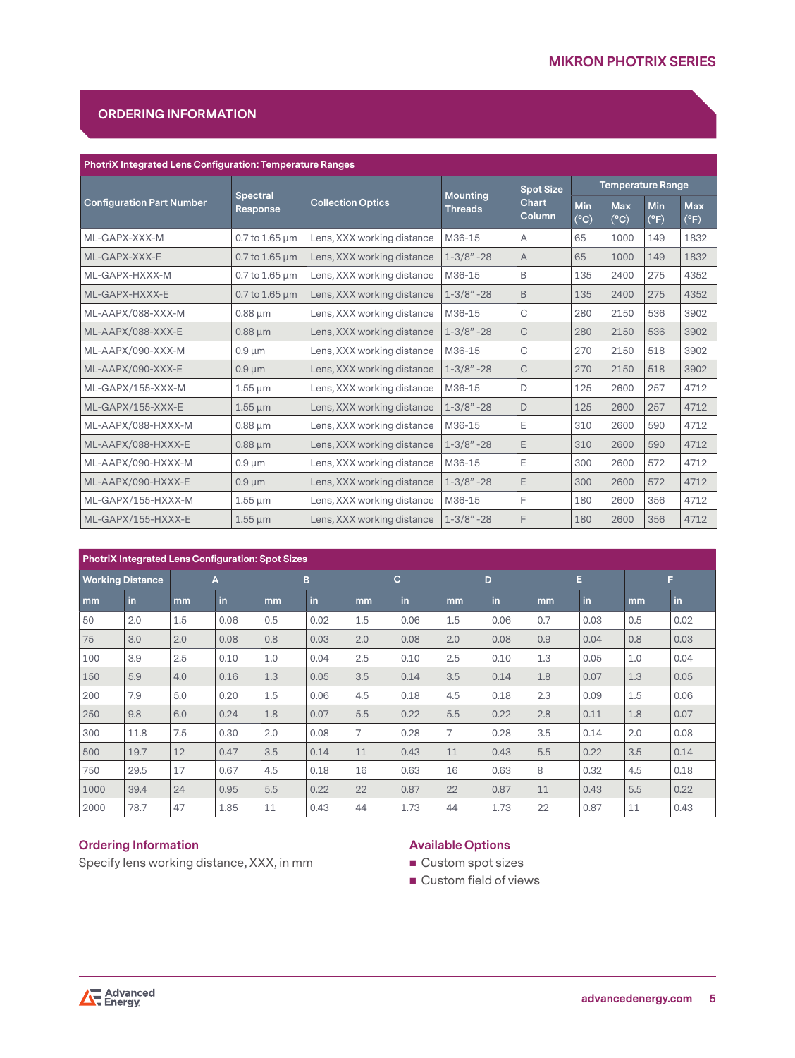## ORDERING INFORMATION

| PhotriX Integrated Lens Configuration: Temperature Ranges | | | | | | | | |
|---|---|---|---|---|---|---|---|---|
| Configuration Part Number | Spectral Response | Collection Optics | Mounting Threads | Spot Size Chart Column | Temperature Range | | | |
| | | | | | Min (°C) | Max (°C) | Min (°F) | Max (°F) |
| ML-GAPX-XXX-M | 0.7 to 1.65 µm | Lens, XXX working distance | M36-15 | A | 65 | 1000 | 149 | 1832 |
| ML-GAPX-XXX-E | 0.7 to 1.65 µm | Lens, XXX working distance | 1-3/8" -28 | A | 65 | 1000 | 149 | 1832 |
| ML-GAPX-HXXX-M | 0.7 to 1.65 µm | Lens, XXX working distance | M36-15 | B | 135 | 2400 | 275 | 4352 |
| ML-GAPX-HXXX-E | 0.7 to 1.65 µm | Lens, XXX working distance | 1-3/8" -28 | B | 135 | 2400 | 275 | 4352 |
| ML-AAPX/088-XXX-M | 0.88 µm | Lens, XXX working distance | M36-15 | C | 280 | 2150 | 536 | 3902 |
| ML-AAPX/088-XXX-E | 0.88 µm | Lens, XXX working distance | 1-3/8" -28 | C | 280 | 2150 | 536 | 3902 |
| ML-AAPX/090-XXX-M | 0.9 µm | Lens, XXX working distance | M36-15 | C | 270 | 2150 | 518 | 3902 |
| ML-AAPX/090-XXX-E | 0.9 µm | Lens, XXX working distance | 1-3/8" -28 | C | 270 | 2150 | 518 | 3902 |
| ML-GAPX/155-XXX-M | 1.55 µm | Lens, XXX working distance | M36-15 | D | 125 | 2600 | 257 | 4712 |
| ML-GAPX/155-XXX-E | 1.55 µm | Lens, XXX working distance | 1-3/8" -28 | D | 125 | 2600 | 257 | 4712 |
| ML-AAPX/088-HXXX-M | 0.88 µm | Lens, XXX working distance | M36-15 | E | 310 | 2600 | 590 | 4712 |
| ML-AAPX/088-HXXX-E | 0.88 µm | Lens, XXX working distance | 1-3/8" -28 | E | 310 | 2600 | 590 | 4712 |
| ML-AAPX/090-HXXX-M | 0.9 µm | Lens, XXX working distance | M36-15 | E | 300 | 2600 | 572 | 4712 |
| ML-AAPX/090-HXXX-E | 0.9 µm | Lens, XXX working distance | 1-3/8" -28 | E | 300 | 2600 | 572 | 4712 |
| ML-GAPX/155-HXXX-M | 1.55 µm | Lens, XXX working distance | M36-15 | F | 180 | 2600 | 356 | 4712 |
| ML-GAPX/155-HXXX-E | 1.55 µm | Lens, XXX working distance | 1-3/8" -28 | F | 180 | 2600 | 356 | 4712 |

| PhotriX Integrated Lens Configuration: Spot Sizes | | | | | | | | | | | | | |
|---|---|---|---|---|---|---|---|---|---|---|---|---|---|
| Working Distance | | A | | B | | C | | D | | E | | F | |
| mm | in | mm | in | mm | in | mm | in | mm | in | mm | in | mm | in |
| 50 | 2.0 | 1.5 | 0.06 | 0.5 | 0.02 | 1.5 | 0.06 | 1.5 | 0.06 | 0.7 | 0.03 | 0.5 | 0.02 |
| 75 | 3.0 | 2.0 | 0.08 | 0.8 | 0.03 | 2.0 | 0.08 | 2.0 | 0.08 | 0.9 | 0.04 | 0.8 | 0.03 |
| 100 | 3.9 | 2.5 | 0.10 | 1.0 | 0.04 | 2.5 | 0.10 | 2.5 | 0.10 | 1.3 | 0.05 | 1.0 | 0.04 |
| 150 | 5.9 | 4.0 | 0.16 | 1.3 | 0.05 | 3.5 | 0.14 | 3.5 | 0.14 | 1.8 | 0.07 | 1.3 | 0.05 |
| 200 | 7.9 | 5.0 | 0.20 | 1.5 | 0.06 | 4.5 | 0.18 | 4.5 | 0.18 | 2.3 | 0.09 | 1.5 | 0.06 |
| 250 | 9.8 | 6.0 | 0.24 | 1.8 | 0.07 | 5.5 | 0.22 | 5.5 | 0.22 | 2.8 | 0.11 | 1.8 | 0.07 |
| 300 | 11.8 | 7.5 | 0.30 | 2.0 | 0.08 | 7 | 0.28 | 7 | 0.28 | 3.5 | 0.14 | 2.0 | 0.08 |
| 500 | 19.7 | 12 | 0.47 | 3.5 | 0.14 | 11 | 0.43 | 11 | 0.43 | 5.5 | 0.22 | 3.5 | 0.14 |
| 750 | 29.5 | 17 | 0.67 | 4.5 | 0.18 | 16 | 0.63 | 16 | 0.63 | 8 | 0.32 | 4.5 | 0.18 |
| 1000 | 39.4 | 24 | 0.95 | 5.5 | 0.22 | 22 | 0.87 | 22 | 0.87 | 11 | 0.43 | 5.5 | 0.22 |
| 2000 | 78.7 | 47 | 1.85 | 11 | 0.43 | 44 | 1.73 | 44 | 1.73 | 22 | 0.87 | 11 | 0.43 |

### Ordering Information

Specify lens working distance, XXX, in mm

### Available Options

- Custom spot sizes
- Custom field of views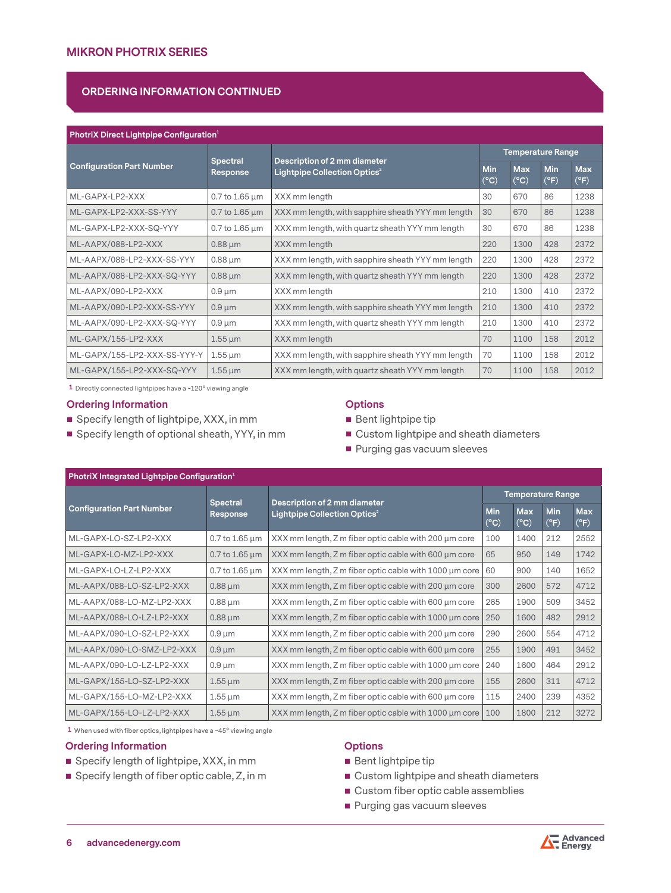## ORDERING INFORMATION CONTINUED

| PhotriX Direct Lightpipe Configuration[1] | | | | | | |
|---|---|---|---|---|---|---|
| Configuration Part Number | Spectral Response | Description of 2 mm diameter Lightpipe Collection Optics[2] | Temperature Range | | | |
| | | | Min (°C) | Max (°C) | Min (°F) | Max (°F) |
| ML-GAPX-LP2-XXX | 0.7 to 1.65 µm | XXX mm length | 30 | 670 | 86 | 1238 |
| ML-GAPX-LP2-XXX-SS-YYY | 0.7 to 1.65 µm | XXX mm length, with sapphire sheath YYY mm length | 30 | 670 | 86 | 1238 |
| ML-GAPX-LP2-XXX-SQ-YYY | 0.7 to 1.65 µm | XXX mm length, with quartz sheath YYY mm length | 30 | 670 | 86 | 1238 |
| ML-AAPX/088-LP2-XXX | 0.88 µm | XXX mm length | 220 | 1300 | 428 | 2372 |
| ML-AAPX/088-LP2-XXX-SS-YYY | 0.88 µm | XXX mm length, with sapphire sheath YYY mm length | 220 | 1300 | 428 | 2372 |
| ML-AAPX/088-LP2-XXX-SQ-YYY | 0.88 µm | XXX mm length, with quartz sheath YYY mm length | 220 | 1300 | 428 | 2372 |
| ML-AAPX/090-LP2-XXX | 0.9 µm | XXX mm length | 210 | 1300 | 410 | 2372 |
| ML-AAPX/090-LP2-XXX-SS-YYY | 0.9 µm | XXX mm length, with sapphire sheath YYY mm length | 210 | 1300 | 410 | 2372 |
| ML-AAPX/090-LP2-XXX-SQ-YYY | 0.9 µm | XXX mm length, with quartz sheath YYY mm length | 210 | 1300 | 410 | 2372 |
| ML-GAPX/155-LP2-XXX | 1.55 µm | XXX mm length | 70 | 1100 | 158 | 2012 |
| ML-GAPX/155-LP2-XXX-SS-YYY-Y | 1.55 µm | XXX mm length, with sapphire sheath YYY mm length | 70 | 1100 | 158 | 2012 |
| ML-GAPX/155-LP2-XXX-SQ-YYY | 1.55 µm | XXX mm length, with quartz sheath YYY mm length | 70 | 1100 | 158 | 2012 |

1 Directly connected lightpipes have a ~120° viewing angle

### Ordering Information

- Specify length of lightpipe, XXX, in mm
- Specify length of optional sheath, YYY, in mm

### Options

- Bent lightpipe tip
- Custom lightpipe and sheath diameters
- Purging gas vacuum sleeves

| PhotriX Integrated Lightpipe Configuration[1] | | | | | | |
|---|---|---|---|---|---|---|
| Configuration Part Number | Spectral Response | Description of 2 mm diameter Lightpipe Collection Optics[2] | Temperature Range | | | |
| | | | Min (°C) | Max (°C) | Min (°F) | Max (°F) |
| ML-GAPX-LO-SZ-LP2-XXX | 0.7 to 1.65 µm | XXX mm length, Z m fiber optic cable with 200 µm core | 100 | 1400 | 212 | 2552 |
| ML-GAPX-LO-MZ-LP2-XXX | 0.7 to 1.65 µm | XXX mm length, Z m fiber optic cable with 600 µm core | 65 | 950 | 149 | 1742 |
| ML-GAPX-LO-LZ-LP2-XXX | 0.7 to 1.65 µm | XXX mm length, Z m fiber optic cable with 1000 µm core | 60 | 900 | 140 | 1652 |
| ML-AAPX/088-LO-SZ-LP2-XXX | 0.88 µm | XXX mm length, Z m fiber optic cable with 200 µm core | 300 | 2600 | 572 | 4712 |
| ML-AAPX/088-LO-MZ-LP2-XXX | 0.88 µm | XXX mm length, Z m fiber optic cable with 600 µm core | 265 | 1900 | 509 | 3452 |
| ML-AAPX/088-LO-LZ-LP2-XXX | 0.88 µm | XXX mm length, Z m fiber optic cable with 1000 µm core | 250 | 1600 | 482 | 2912 |
| ML-AAPX/090-LO-SZ-LP2-XXX | 0.9 µm | XXX mm length, Z m fiber optic cable with 200 µm core | 290 | 2600 | 554 | 4712 |
| ML-AAPX/090-LO-SMZ-LP2-XXX | 0.9 µm | XXX mm length, Z m fiber optic cable with 600 µm core | 255 | 1900 | 491 | 3452 |
| ML-AAPX/090-LO-LZ-LP2-XXX | 0.9 µm | XXX mm length, Z m fiber optic cable with 1000 µm core | 240 | 1600 | 464 | 2912 |
| ML-GAPX/155-LO-SZ-LP2-XXX | 1.55 µm | XXX mm length, Z m fiber optic cable with 200 µm core | 155 | 2600 | 311 | 4712 |
| ML-GAPX/155-LO-MZ-LP2-XXX | 1.55 µm | XXX mm length, Z m fiber optic cable with 600 µm core | 115 | 2400 | 239 | 4352 |
| ML-GAPX/155-LO-LZ-LP2-XXX | 1.55 µm | XXX mm length, Z m fiber optic cable with 1000 µm core | 100 | 1800 | 212 | 3272 |

1 When used with fiber optics, lightpipes have a ~45° viewing angle

### Ordering Information

- Specify length of lightpipe, XXX, in mm
- Specify length of fiber optic cable, Z, in m

### Options

- Bent lightpipe tip
- Custom lightpipe and sheath diameters
- Custom fiber optic cable assemblies
- Purging gas vacuum sleeves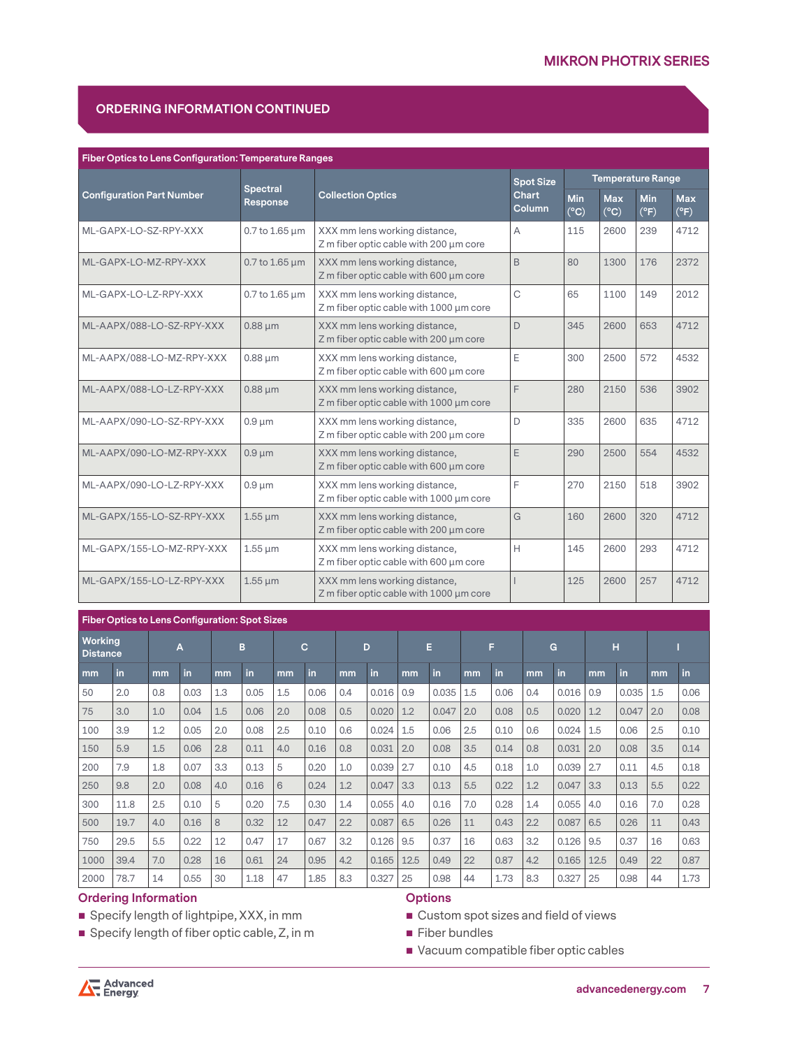## ORDERING INFORMATION CONTINUED

**Fiber Optics to Lens Configuration: Temperature Ranges**

| Configuration Part Number | Spectral Response | Collection Optics | Spot Size Chart Column | Temperature Range | | | |
|---|---|---|---|---|---|---|---|
| | | | | Min (°C) | Max (°C) | Min (°F) | Max (°F) |
| ML-GAPX-LO-SZ-RPY-XXX | 0.7 to 1.65 µm | XXX mm lens working distance, Z m fiber optic cable with 200 µm core | A | 115 | 2600 | 239 | 4712 |
| ML-GAPX-LO-MZ-RPY-XXX | 0.7 to 1.65 µm | XXX mm lens working distance, Z m fiber optic cable with 600 µm core | B | 80 | 1300 | 176 | 2372 |
| ML-GAPX-LO-LZ-RPY-XXX | 0.7 to 1.65 µm | XXX mm lens working distance, Z m fiber optic cable with 1000 µm core | C | 65 | 1100 | 149 | 2012 |
| ML-AAPX/088-LO-SZ-RPY-XXX | 0.88 µm | XXX mm lens working distance, Z m fiber optic cable with 200 µm core | D | 345 | 2600 | 653 | 4712 |
| ML-AAPX/088-LO-MZ-RPY-XXX | 0.88 µm | XXX mm lens working distance, Z m fiber optic cable with 600 µm core | E | 300 | 2500 | 572 | 4532 |
| ML-AAPX/088-LO-LZ-RPY-XXX | 0.88 µm | XXX mm lens working distance, Z m fiber optic cable with 1000 µm core | F | 280 | 2150 | 536 | 3902 |
| ML-AAPX/090-LO-SZ-RPY-XXX | 0.9 µm | XXX mm lens working distance, Z m fiber optic cable with 200 µm core | D | 335 | 2600 | 635 | 4712 |
| ML-AAPX/090-LO-MZ-RPY-XXX | 0.9 µm | XXX mm lens working distance, Z m fiber optic cable with 600 µm core | E | 290 | 2500 | 554 | 4532 |
| ML-AAPX/090-LO-LZ-RPY-XXX | 0.9 µm | XXX mm lens working distance, Z m fiber optic cable with 1000 µm core | F | 270 | 2150 | 518 | 3902 |
| ML-GAPX/155-LO-SZ-RPY-XXX | 1.55 µm | XXX mm lens working distance, Z m fiber optic cable with 200 µm core | G | 160 | 2600 | 320 | 4712 |
| ML-GAPX/155-LO-MZ-RPY-XXX | 1.55 µm | XXX mm lens working distance, Z m fiber optic cable with 600 µm core | H | 145 | 2600 | 293 | 4712 |
| ML-GAPX/155-LO-LZ-RPY-XXX | 1.55 µm | XXX mm lens working distance, Z m fiber optic cable with 1000 µm core | I | 125 | 2600 | 257 | 4712 |

**Fiber Optics to Lens Configuration: Spot Sizes**

| Working Distance | | A | | B | | C | | D | | E | | F | | G | | H | | I | |
|---|---|---|---|---|---|---|---|---|---|---|---|---|---|---|---|---|---|---|---|
| mm | in | mm | in | mm | in | mm | in | mm | in | mm | in | mm | in | mm | in | mm | in | mm | in |
| 50 | 2.0 | 0.8 | 0.03 | 1.3 | 0.05 | 1.5 | 0.06 | 0.4 | 0.016 | 0.9 | 0.035 | 1.5 | 0.06 | 0.4 | 0.016 | 0.9 | 0.035 | 1.5 | 0.06 |
| 75 | 3.0 | 1.0 | 0.04 | 1.5 | 0.06 | 2.0 | 0.08 | 0.5 | 0.020 | 1.2 | 0.047 | 2.0 | 0.08 | 0.5 | 0.020 | 1.2 | 0.047 | 2.0 | 0.08 |
| 100 | 3.9 | 1.2 | 0.05 | 2.0 | 0.08 | 2.5 | 0.10 | 0.6 | 0.024 | 1.5 | 0.06 | 2.5 | 0.10 | 0.6 | 0.024 | 1.5 | 0.06 | 2.5 | 0.10 |
| 150 | 5.9 | 1.5 | 0.06 | 2.8 | 0.11 | 4.0 | 0.16 | 0.8 | 0.031 | 2.0 | 0.08 | 3.5 | 0.14 | 0.8 | 0.031 | 2.0 | 0.08 | 3.5 | 0.14 |
| 200 | 7.9 | 1.8 | 0.07 | 3.3 | 0.13 | 5 | 0.20 | 1.0 | 0.039 | 2.7 | 0.10 | 4.5 | 0.18 | 1.0 | 0.039 | 2.7 | 0.11 | 4.5 | 0.18 |
| 250 | 9.8 | 2.0 | 0.08 | 4.0 | 0.16 | 6 | 0.24 | 1.2 | 0.047 | 3.3 | 0.13 | 5.5 | 0.22 | 1.2 | 0.047 | 3.3 | 0.13 | 5.5 | 0.22 |
| 300 | 11.8 | 2.5 | 0.10 | 5 | 0.20 | 7.5 | 0.30 | 1.4 | 0.055 | 4.0 | 0.16 | 7.0 | 0.28 | 1.4 | 0.055 | 4.0 | 0.16 | 7.0 | 0.28 |
| 500 | 19.7 | 4.0 | 0.16 | 8 | 0.32 | 12 | 0.47 | 2.2 | 0.087 | 6.5 | 0.26 | 11 | 0.43 | 2.2 | 0.087 | 6.5 | 0.26 | 11 | 0.43 |
| 750 | 29.5 | 5.5 | 0.22 | 12 | 0.47 | 17 | 0.67 | 3.2 | 0.126 | 9.5 | 0.37 | 16 | 0.63 | 3.2 | 0.126 | 9.5 | 0.37 | 16 | 0.63 |
| 1000 | 39.4 | 7.0 | 0.28 | 16 | 0.61 | 24 | 0.95 | 4.2 | 0.165 | 12.5 | 0.49 | 22 | 0.87 | 4.2 | 0.165 | 12.5 | 0.49 | 22 | 0.87 |
| 2000 | 78.7 | 14 | 0.55 | 30 | 1.18 | 47 | 1.85 | 8.3 | 0.327 | 25 | 0.98 | 44 | 1.73 | 8.3 | 0.327 | 25 | 0.98 | 44 | 1.73 |

### Ordering Information

- Specify length of lightpipe, XXX, in mm
- Specify length of fiber optic cable, Z, in m

### Options

- Custom spot sizes and field of views
- Fiber bundles
- Vacuum compatible fiber optic cables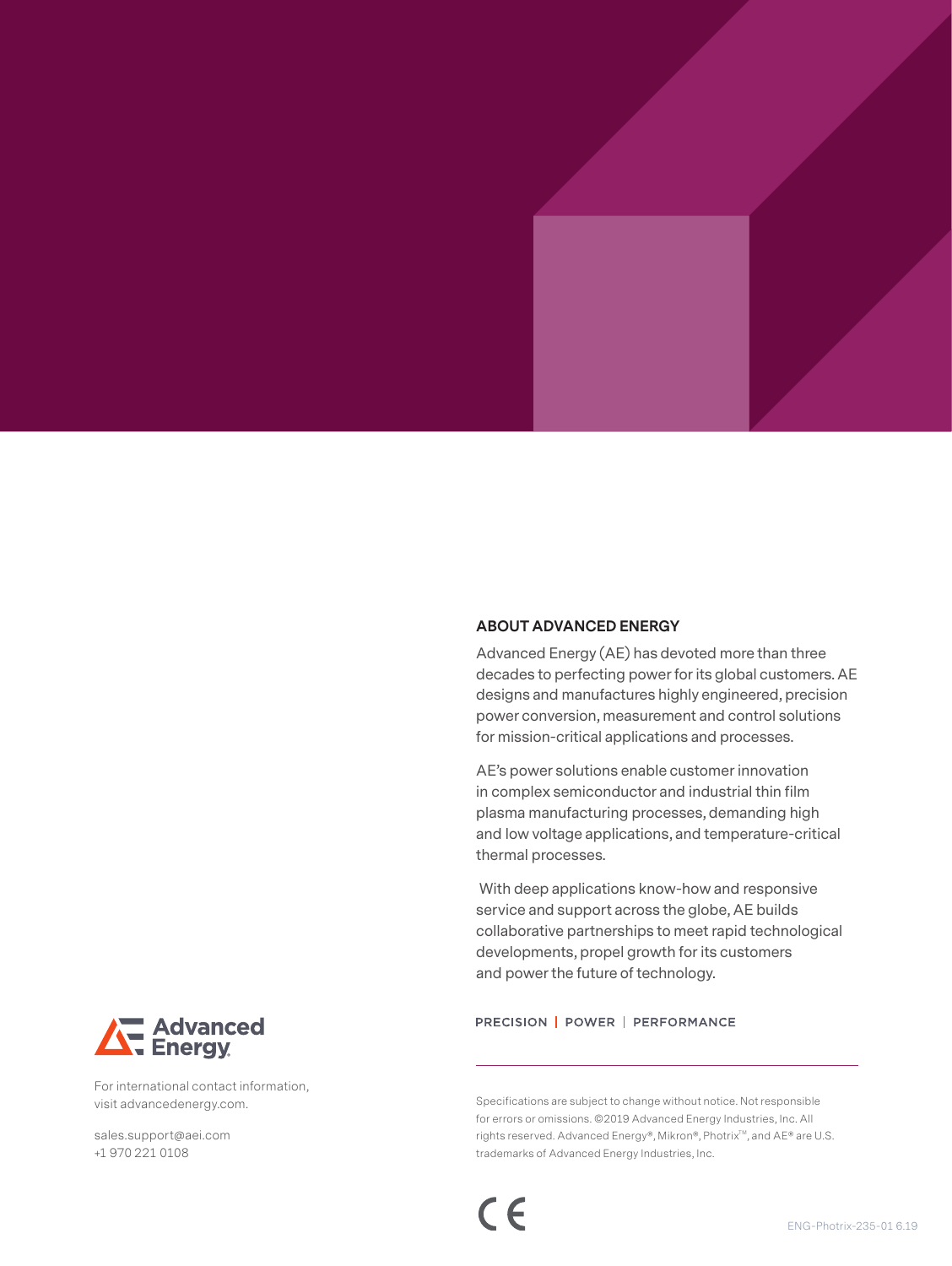## ABOUT ADVANCED ENERGY

Advanced Energy (AE) has devoted more than three decades to perfecting power for its global customers. AE designs and manufactures highly engineered, precision power conversion, measurement and control solutions for mission-critical applications and processes.

AE's power solutions enable customer innovation in complex semiconductor and industrial thin film plasma manufacturing processes, demanding high and low voltage applications, and temperature-critical thermal processes.

With deep applications know-how and responsive service and support across the globe, AE builds collaborative partnerships to meet rapid technological developments, propel growth for its customers and power the future of technology.

PRECISION | POWER | PERFORMANCE

Advanced Energy

For international contact information, visit advancedenergy.com.

sales.support@aei.com
+1 970 221 0108

Specifications are subject to change without notice. Not responsible for errors or omissions. ©2019 Advanced Energy Industries, Inc. All rights reserved. Advanced Energy®, Mikron®, Photrix™, and AE® are U.S. trademarks of Advanced Energy Industries, Inc.

CE

ENG-Photrix-235-01 6.19